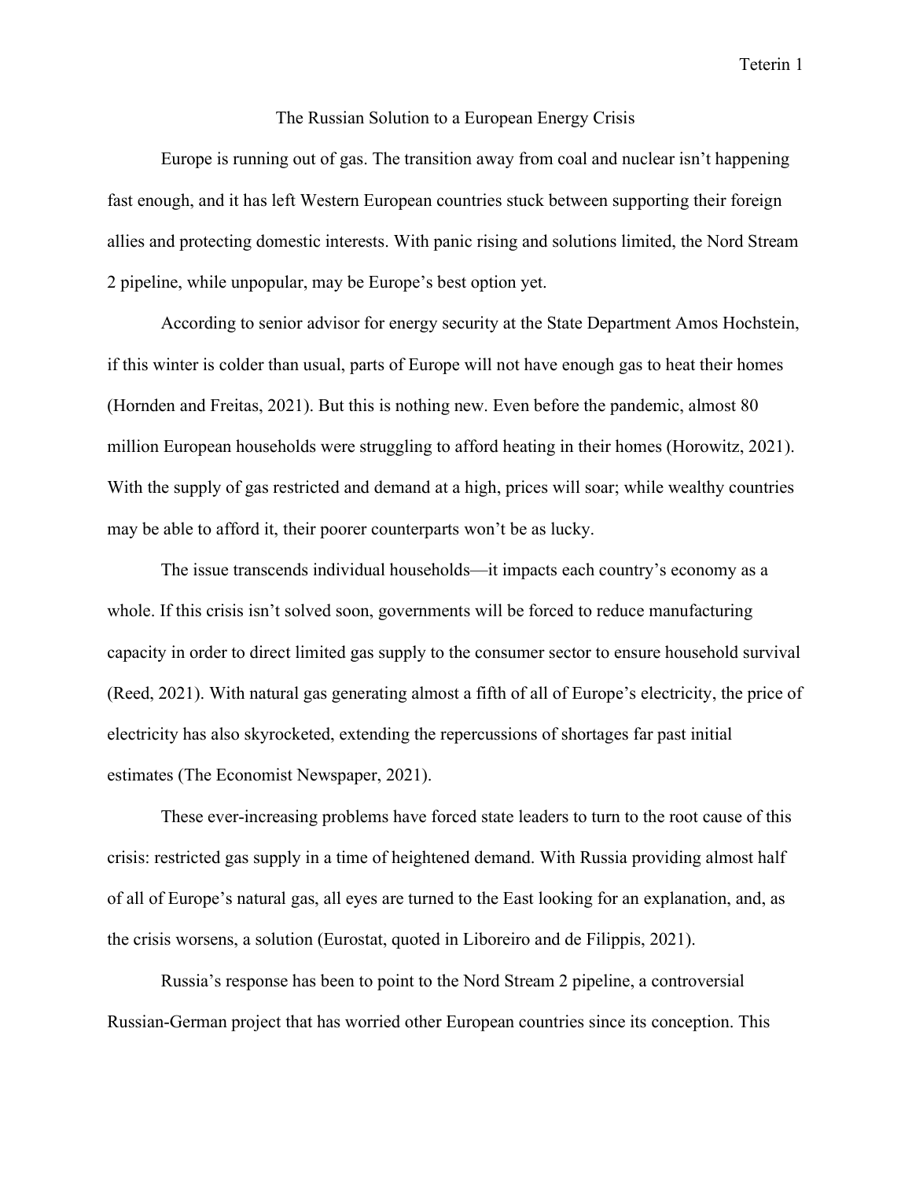# The Russian Solution to a European Energy Crisis

Europe is running out of gas. The transition away from coal and nuclear isn't happening fast enough, and it has left Western European countries stuck between supporting their foreign allies and protecting domestic interests. With panic rising and solutions limited, the Nord Stream 2 pipeline, while unpopular, may be Europe's best option yet.

According to senior advisor for energy security at the State Department Amos Hochstein, if this winter is colder than usual, parts of Europe will not have enough gas to heat their homes (Hornden and Freitas, 2021). But this is nothing new. Even before the pandemic, almost 80 million European households were struggling to afford heating in their homes (Horowitz, 2021). With the supply of gas restricted and demand at a high, prices will soar; while wealthy countries may be able to afford it, their poorer counterparts won't be as lucky.

The issue transcends individual households—it impacts each country's economy as a whole. If this crisis isn't solved soon, governments will be forced to reduce manufacturing capacity in order to direct limited gas supply to the consumer sector to ensure household survival (Reed, 2021). With natural gas generating almost a fifth of all of Europe's electricity, the price of electricity has also skyrocketed, extending the repercussions of shortages far past initial estimates (The Economist Newspaper, 2021).

These ever-increasing problems have forced state leaders to turn to the root cause of this crisis: restricted gas supply in a time of heightened demand. With Russia providing almost half of all of Europe's natural gas, all eyes are turned to the East looking for an explanation, and, as the crisis worsens, a solution (Eurostat, quoted in Liboreiro and de Filippis, 2021).

Russia's response has been to point to the Nord Stream 2 pipeline, a controversial Russian-German project that has worried other European countries since its conception. This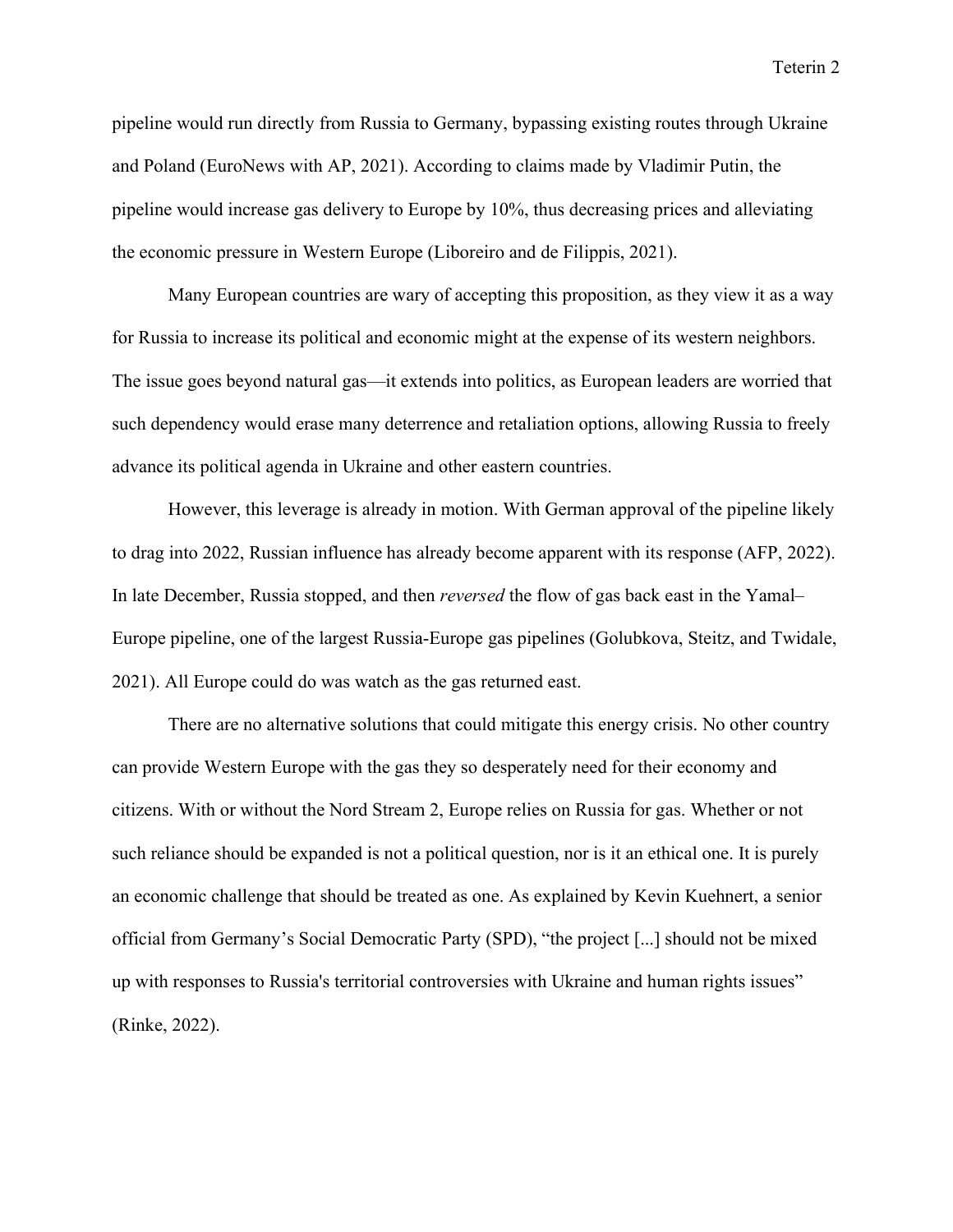pipeline would run directly from Russia to Germany, bypassing existing routes through Ukraine and Poland (EuroNews with AP, 2021). According to claims made by Vladimir Putin, the pipeline would increase gas delivery to Europe by 10%, thus decreasing prices and alleviating the economic pressure in Western Europe (Liboreiro and de Filippis, 2021).

Many European countries are wary of accepting this proposition, as they view it as a way for Russia to increase its political and economic might at the expense of its western neighbors. The issue goes beyond natural gas—it extends into politics, as European leaders are worried that such dependency would erase many deterrence and retaliation options, allowing Russia to freely advance its political agenda in Ukraine and other eastern countries.

However, this leverage is already in motion. With German approval of the pipeline likely to drag into 2022, Russian influence has already become apparent with its response (AFP, 2022). In late December, Russia stopped, and then *reversed* the flow of gas back east in the Yamal–Europe pipeline, one of the largest Russia-Europe gas pipelines (Golubkova, Steitz, and Twidale, 2021). All Europe could do was watch as the gas returned east.

There are no alternative solutions that could mitigate this energy crisis. No other country can provide Western Europe with the gas they so desperately need for their economy and citizens. With or without the Nord Stream 2, Europe relies on Russia for gas. Whether or not such reliance should be expanded is not a political question, nor is it an ethical one. It is purely an economic challenge that should be treated as one. As explained by Kevin Kuehnert, a senior official from Germany's Social Democratic Party (SPD), "the project [...] should not be mixed up with responses to Russia's territorial controversies with Ukraine and human rights issues" (Rinke, 2022).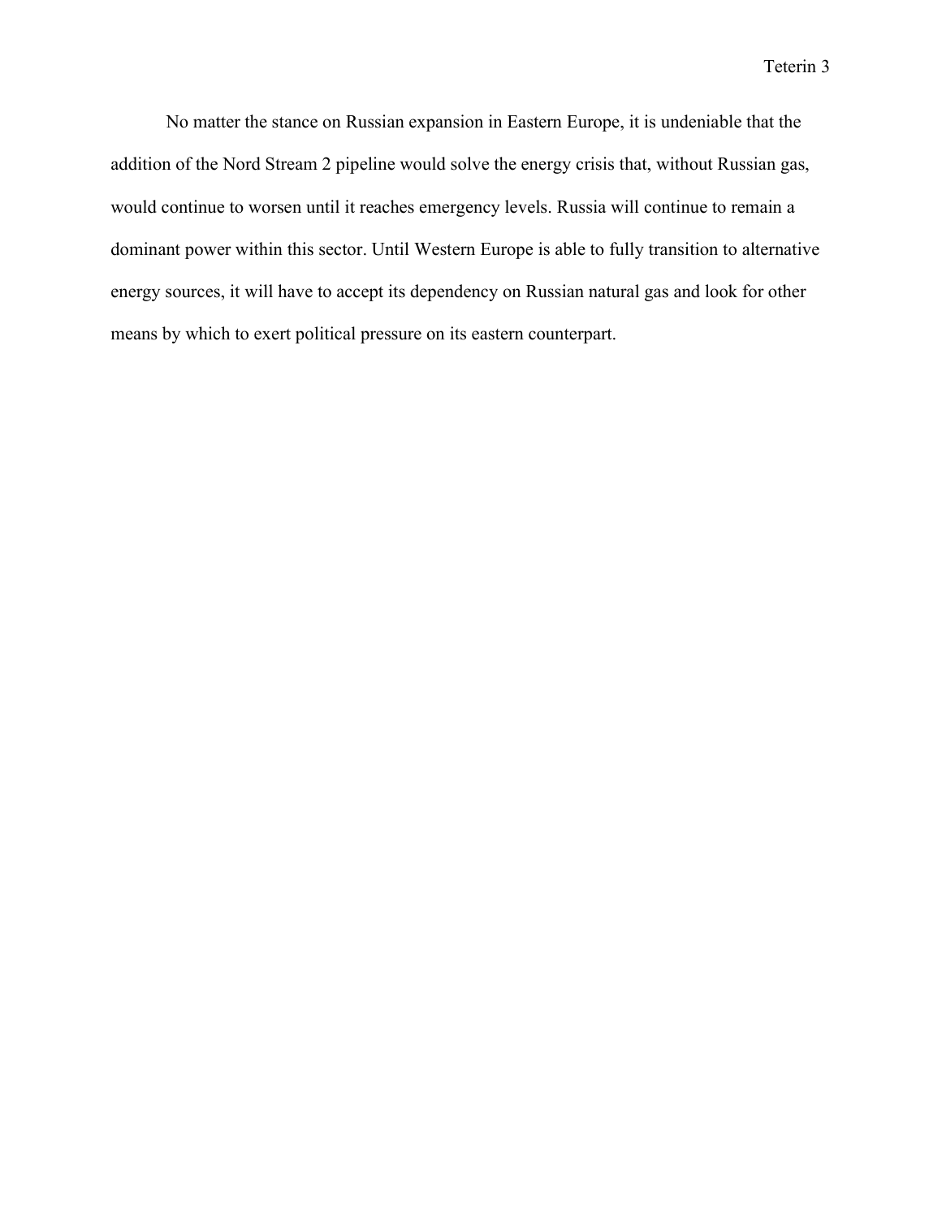No matter the stance on Russian expansion in Eastern Europe, it is undeniable that the addition of the Nord Stream 2 pipeline would solve the energy crisis that, without Russian gas, would continue to worsen until it reaches emergency levels. Russia will continue to remain a dominant power within this sector. Until Western Europe is able to fully transition to alternative energy sources, it will have to accept its dependency on Russian natural gas and look for other means by which to exert political pressure on its eastern counterpart.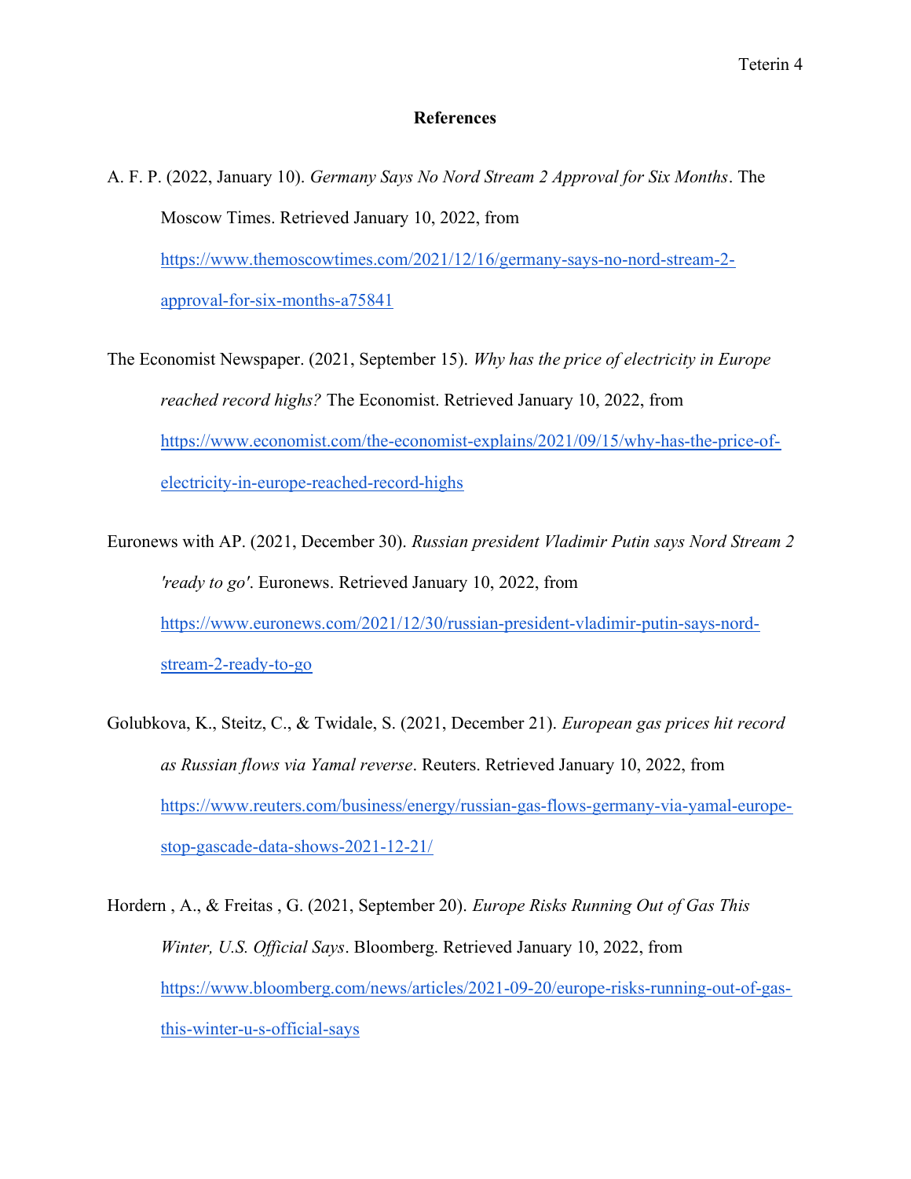## References

A. F. P. (2022, January 10). *Germany Says No Nord Stream 2 Approval for Six Months*. The Moscow Times. Retrieved January 10, 2022, from https://www.themoscowtimes.com/2021/12/16/germany-says-no-nord-stream-2-approval-for-six-months-a75841

The Economist Newspaper. (2021, September 15). *Why has the price of electricity in Europe reached record highs?* The Economist. Retrieved January 10, 2022, from https://www.economist.com/the-economist-explains/2021/09/15/why-has-the-price-of-electricity-in-europe-reached-record-highs

Euronews with AP. (2021, December 30). *Russian president Vladimir Putin says Nord Stream 2 'ready to go'*. Euronews. Retrieved January 10, 2022, from https://www.euronews.com/2021/12/30/russian-president-vladimir-putin-says-nord-stream-2-ready-to-go

Golubkova, K., Steitz, C., & Twidale, S. (2021, December 21). *European gas prices hit record as Russian flows via Yamal reverse*. Reuters. Retrieved January 10, 2022, from https://www.reuters.com/business/energy/russian-gas-flows-germany-via-yamal-europe-stop-gascade-data-shows-2021-12-21/

Hordern , A., & Freitas , G. (2021, September 20). *Europe Risks Running Out of Gas This Winter, U.S. Official Says*. Bloomberg. Retrieved January 10, 2022, from https://www.bloomberg.com/news/articles/2021-09-20/europe-risks-running-out-of-gas-this-winter-u-s-official-says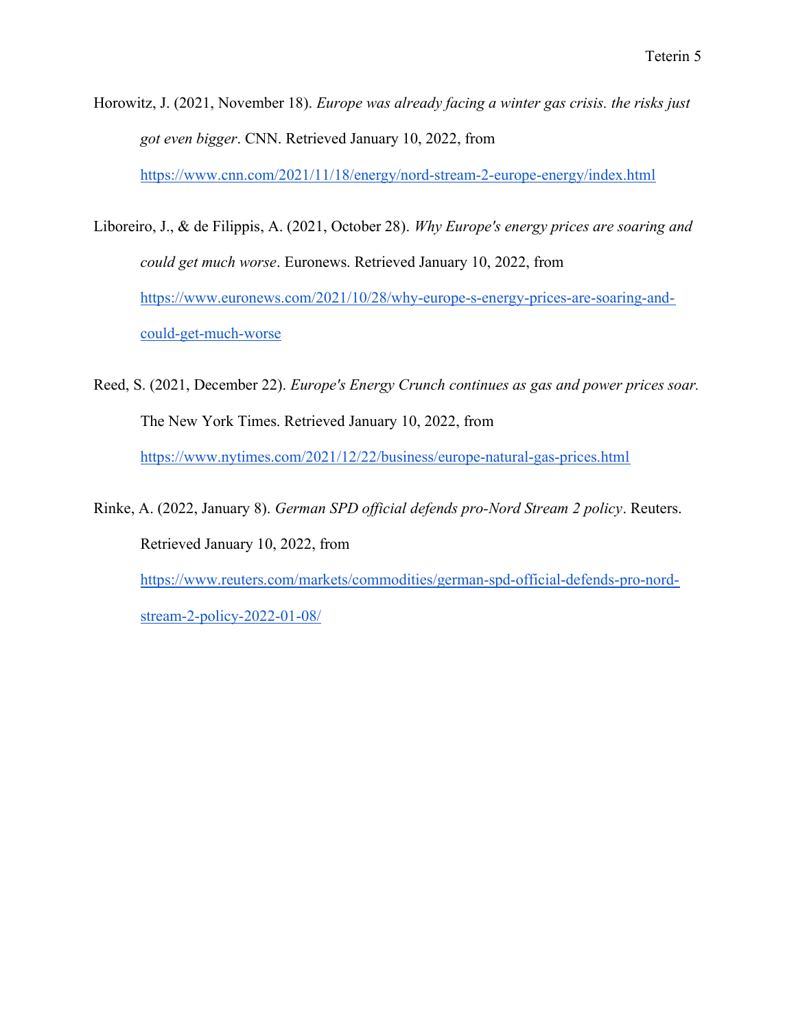Horowitz, J. (2021, November 18). *Europe was already facing a winter gas crisis. the risks just got even bigger*. CNN. Retrieved January 10, 2022, from https://www.cnn.com/2021/11/18/energy/nord-stream-2-europe-energy/index.html

Liboreiro, J., & de Filippis, A. (2021, October 28). *Why Europe's energy prices are soaring and could get much worse*. Euronews. Retrieved January 10, 2022, from https://www.euronews.com/2021/10/28/why-europe-s-energy-prices-are-soaring-and-could-get-much-worse

Reed, S. (2021, December 22). *Europe's Energy Crunch continues as gas and power prices soar.* The New York Times. Retrieved January 10, 2022, from https://www.nytimes.com/2021/12/22/business/europe-natural-gas-prices.html

Rinke, A. (2022, January 8). *German SPD official defends pro-Nord Stream 2 policy*. Reuters. Retrieved January 10, 2022, from https://www.reuters.com/markets/commodities/german-spd-official-defends-pro-nord-stream-2-policy-2022-01-08/